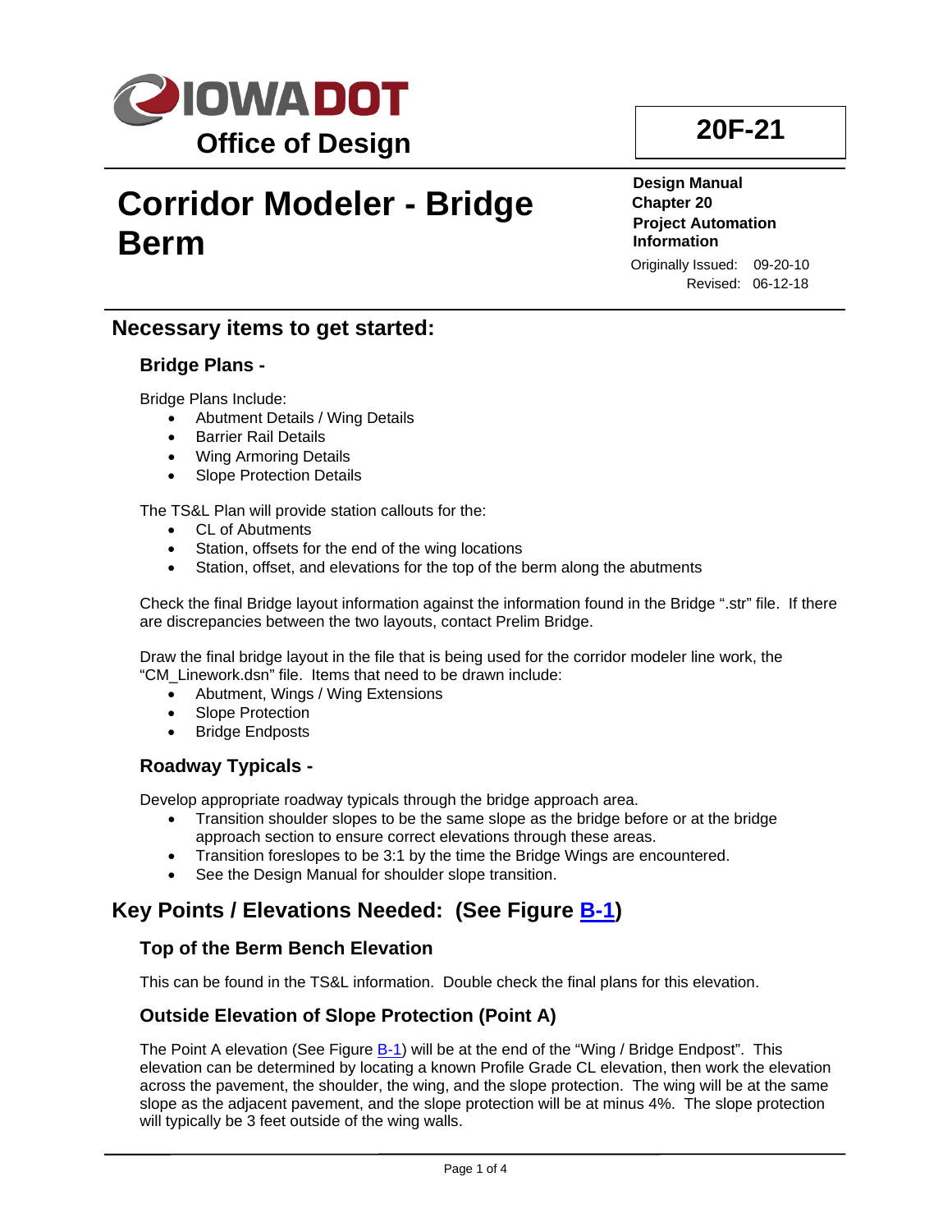IOWA DOT

**Office of Design**

**20F-21**

# Corridor Modeler - Bridge Berm

**Design Manual**
**Chapter 20**
**Project Automation Information**

Originally Issued: 09-20-10
Revised: 06-12-18

## Necessary items to get started:

### Bridge Plans -

Bridge Plans Include:

- Abutment Details / Wing Details
- Barrier Rail Details
- Wing Armoring Details
- Slope Protection Details

The TS&L Plan will provide station callouts for the:

- CL of Abutments
- Station, offsets for the end of the wing locations
- Station, offset, and elevations for the top of the berm along the abutments

Check the final Bridge layout information against the information found in the Bridge ".str" file. If there are discrepancies between the two layouts, contact Prelim Bridge.

Draw the final bridge layout in the file that is being used for the corridor modeler line work, the "CM_Linework.dsn" file. Items that need to be drawn include:

- Abutment, Wings / Wing Extensions
- Slope Protection
- Bridge Endposts

### Roadway Typicals -

Develop appropriate roadway typicals through the bridge approach area.

- Transition shoulder slopes to be the same slope as the bridge before or at the bridge approach section to ensure correct elevations through these areas.
- Transition foreslopes to be 3:1 by the time the Bridge Wings are encountered.
- See the Design Manual for shoulder slope transition.

## Key Points / Elevations Needed: (See Figure B-1)

### Top of the Berm Bench Elevation

This can be found in the TS&L information. Double check the final plans for this elevation.

### Outside Elevation of Slope Protection (Point A)

The Point A elevation (See Figure B-1) will be at the end of the "Wing / Bridge Endpost". This elevation can be determined by locating a known Profile Grade CL elevation, then work the elevation across the pavement, the shoulder, the wing, and the slope protection. The wing will be at the same slope as the adjacent pavement, and the slope protection will be at minus 4%. The slope protection will typically be 3 feet outside of the wing walls.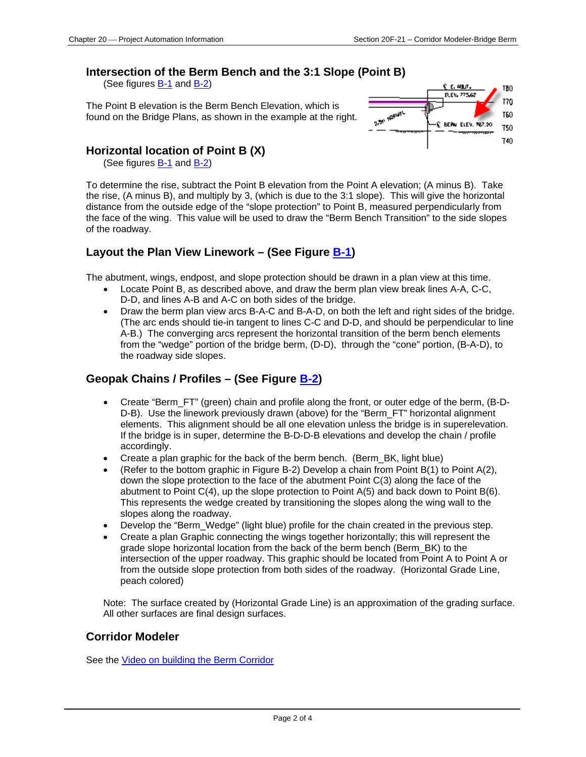### Intersection of the Berm Bench and the 3:1 Slope (Point B)

(See figures B-1 and B-2)

The Point B elevation is the Berm Bench Elevation, which is found on the Bridge Plans, as shown in the example at the right.

### Horizontal location of Point B (X)

(See figures B-1 and B-2)

To determine the rise, subtract the Point B elevation from the Point A elevation; (A minus B). Take the rise, (A minus B), and multiply by 3, (which is due to the 3:1 slope). This will give the horizontal distance from the outside edge of the "slope protection" to Point B, measured perpendicularly from the face of the wing. This value will be used to draw the "Berm Bench Transition" to the side slopes of the roadway.

### Layout the Plan View Linework – (See Figure B-1)

The abutment, wings, endpost, and slope protection should be drawn in a plan view at this time.

- Locate Point B, as described above, and draw the berm plan view break lines A-A, C-C, D-D, and lines A-B and A-C on both sides of the bridge.
- Draw the berm plan view arcs B-A-C and B-A-D, on both the left and right sides of the bridge. (The arc ends should tie-in tangent to lines C-C and D-D, and should be perpendicular to line A-B.) The converging arcs represent the horizontal transition of the berm bench elements from the "wedge" portion of the bridge berm, (D-D), through the "cone" portion, (B-A-D), to the roadway side slopes.

### Geopak Chains / Profiles – (See Figure B-2)

- Create "Berm_FT" (green) chain and profile along the front, or outer edge of the berm, (B-D-D-B). Use the linework previously drawn (above) for the "Berm_FT" horizontal alignment elements. This alignment should be all one elevation unless the bridge is in superelevation. If the bridge is in super, determine the B-D-D-B elevations and develop the chain / profile accordingly.
- Create a plan graphic for the back of the berm bench. (Berm_BK, light blue)
- (Refer to the bottom graphic in Figure B-2) Develop a chain from Point B(1) to Point A(2), down the slope protection to the face of the abutment Point C(3) along the face of the abutment to Point C(4), up the slope protection to Point A(5) and back down to Point B(6). This represents the wedge created by transitioning the slopes along the wing wall to the slopes along the roadway.
- Develop the "Berm_Wedge" (light blue) profile for the chain created in the previous step.
- Create a plan Graphic connecting the wings together horizontally; this will represent the grade slope horizontal location from the back of the berm bench (Berm_BK) to the intersection of the upper roadway. This graphic should be located from Point A to Point A or from the outside slope protection from both sides of the roadway. (Horizontal Grade Line, peach colored)

Note: The surface created by (Horizontal Grade Line) is an approximation of the grading surface. All other surfaces are final design surfaces.

### Corridor Modeler

See the Video on building the Berm Corridor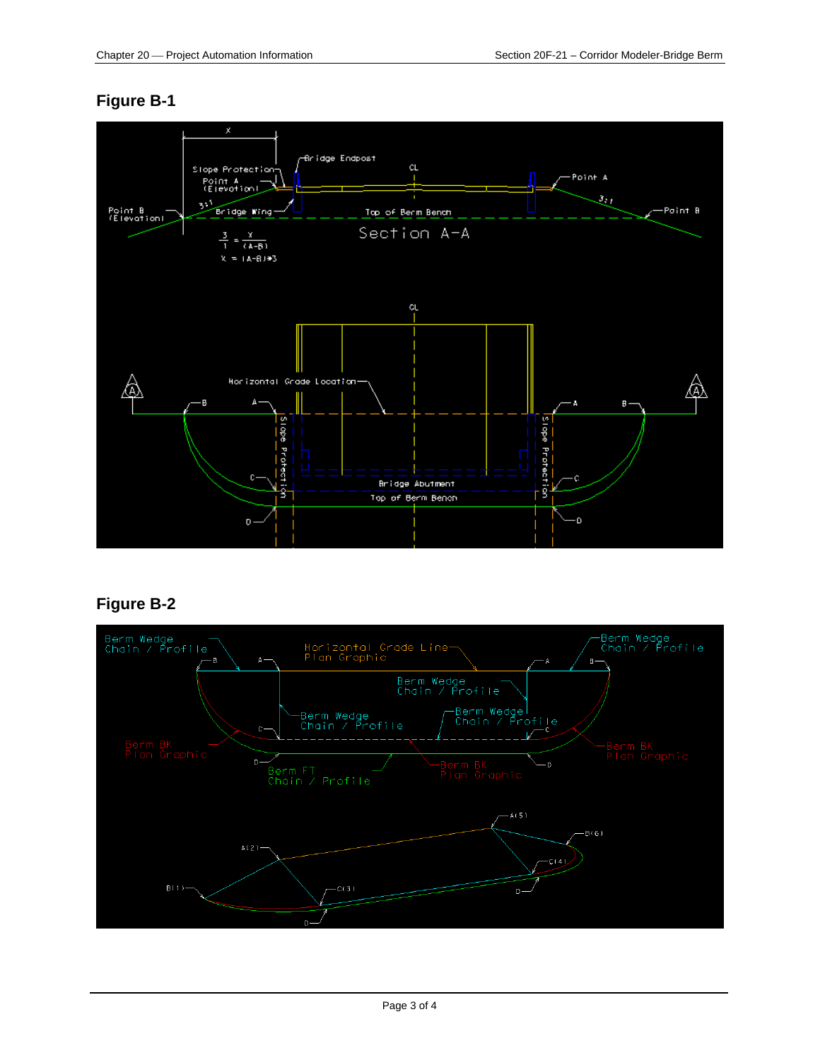## Figure B-1

## Figure B-2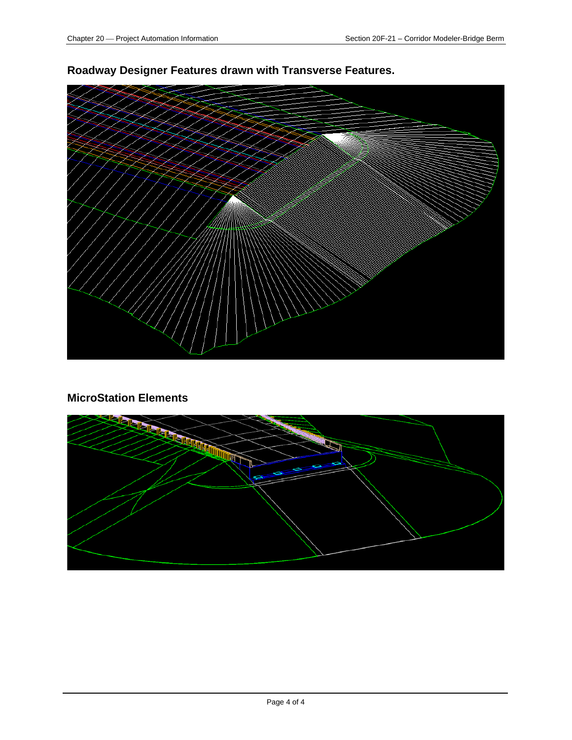## Roadway Designer Features drawn with Transverse Features.

## MicroStation Elements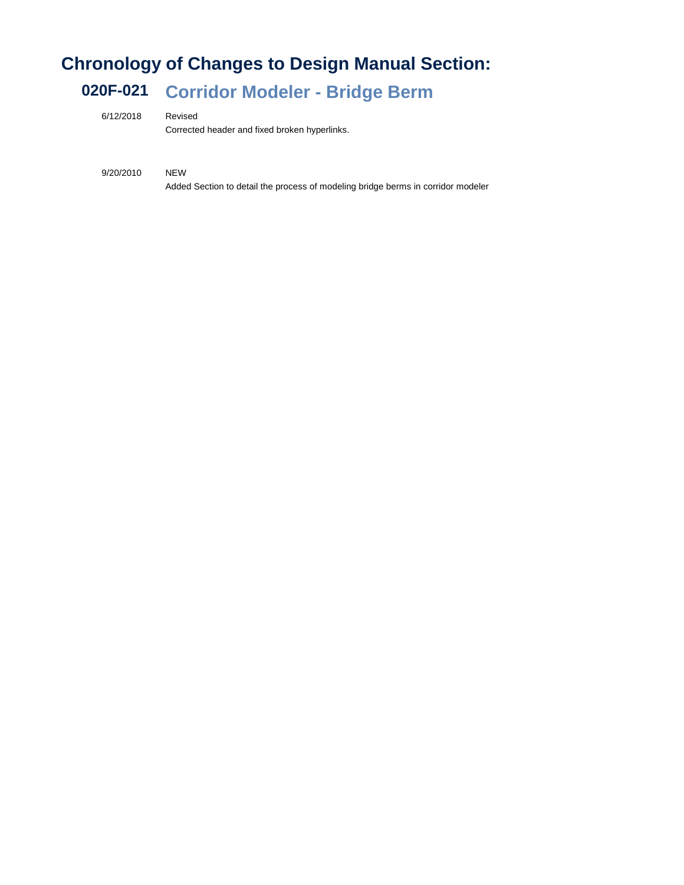# Chronology of Changes to Design Manual Section:

## 020F-021 Corridor Modeler - Bridge Berm

6/12/2018 Revised

Corrected header and fixed broken hyperlinks.

9/20/2010 NEW

Added Section to detail the process of modeling bridge berms in corridor modeler